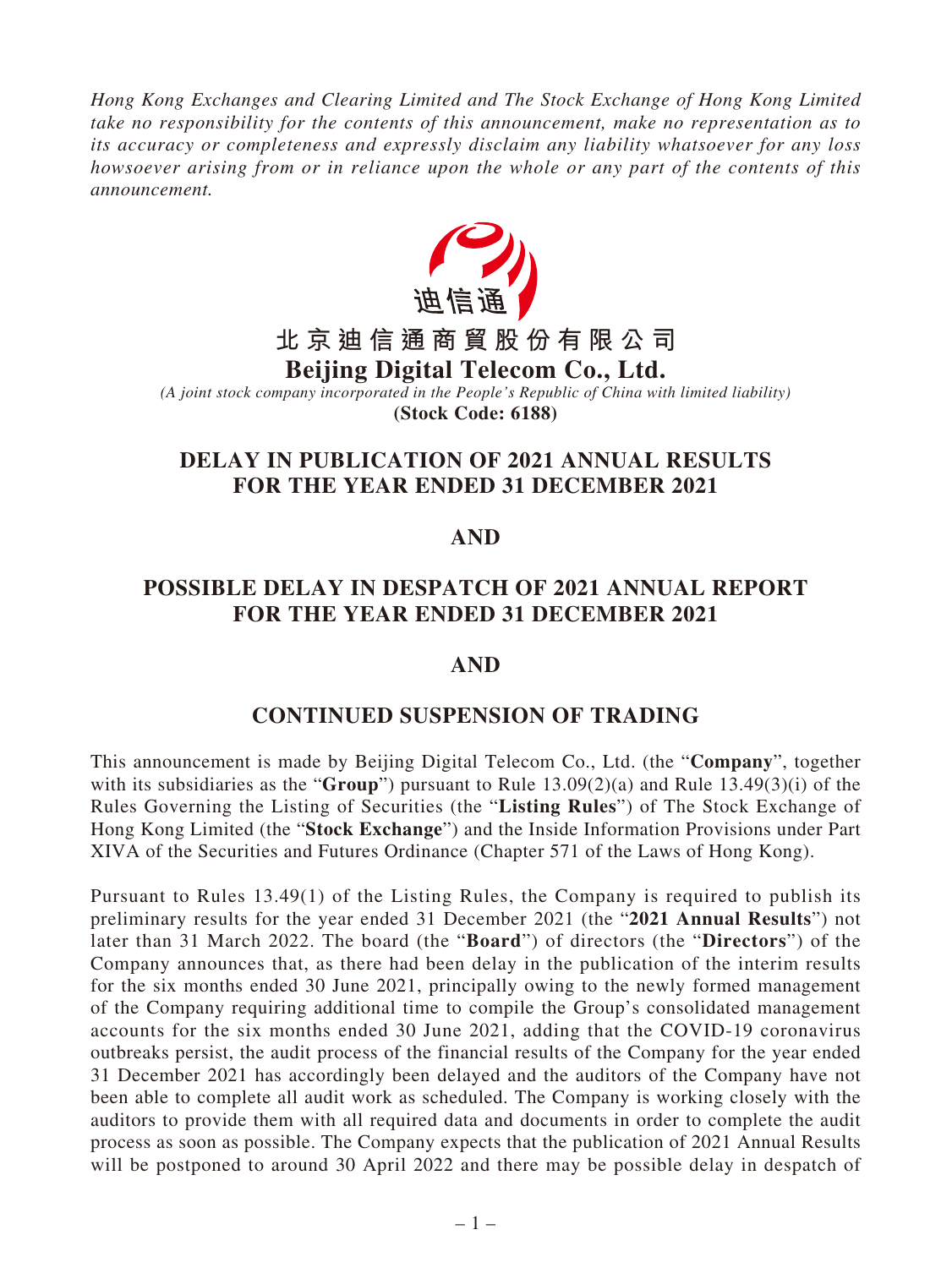*Hong Kong Exchanges and Clearing Limited and The Stock Exchange of Hong Kong Limited take no responsibility for the contents of this announcement, make no representation as to its accuracy or completeness and expressly disclaim any liability whatsoever for any loss howsoever arising from or in reliance upon the whole or any part of the contents of this announcement.*

迪信通

# 北京迪信通商貿股份有限公司
# Beijing Digital Telecom Co., Ltd.

*(A joint stock company incorporated in the People's Republic of China with limited liability)*

**(Stock Code: 6188)**

## DELAY IN PUBLICATION OF 2021 ANNUAL RESULTS FOR THE YEAR ENDED 31 DECEMBER 2021

## AND

## POSSIBLE DELAY IN DESPATCH OF 2021 ANNUAL REPORT FOR THE YEAR ENDED 31 DECEMBER 2021

## AND

## CONTINUED SUSPENSION OF TRADING

This announcement is made by Beijing Digital Telecom Co., Ltd. (the "**Company**", together with its subsidiaries as the "**Group**") pursuant to Rule 13.09(2)(a) and Rule 13.49(3)(i) of the Rules Governing the Listing of Securities (the "**Listing Rules**") of The Stock Exchange of Hong Kong Limited (the "**Stock Exchange**") and the Inside Information Provisions under Part XIVA of the Securities and Futures Ordinance (Chapter 571 of the Laws of Hong Kong).

Pursuant to Rules 13.49(1) of the Listing Rules, the Company is required to publish its preliminary results for the year ended 31 December 2021 (the "**2021 Annual Results**") not later than 31 March 2022. The board (the "**Board**") of directors (the "**Directors**") of the Company announces that, as there had been delay in the publication of the interim results for the six months ended 30 June 2021, principally owing to the newly formed management of the Company requiring additional time to compile the Group's consolidated management accounts for the six months ended 30 June 2021, adding that the COVID-19 coronavirus outbreaks persist, the audit process of the financial results of the Company for the year ended 31 December 2021 has accordingly been delayed and the auditors of the Company have not been able to complete all audit work as scheduled. The Company is working closely with the auditors to provide them with all required data and documents in order to complete the audit process as soon as possible. The Company expects that the publication of 2021 Annual Results will be postponed to around 30 April 2022 and there may be possible delay in despatch of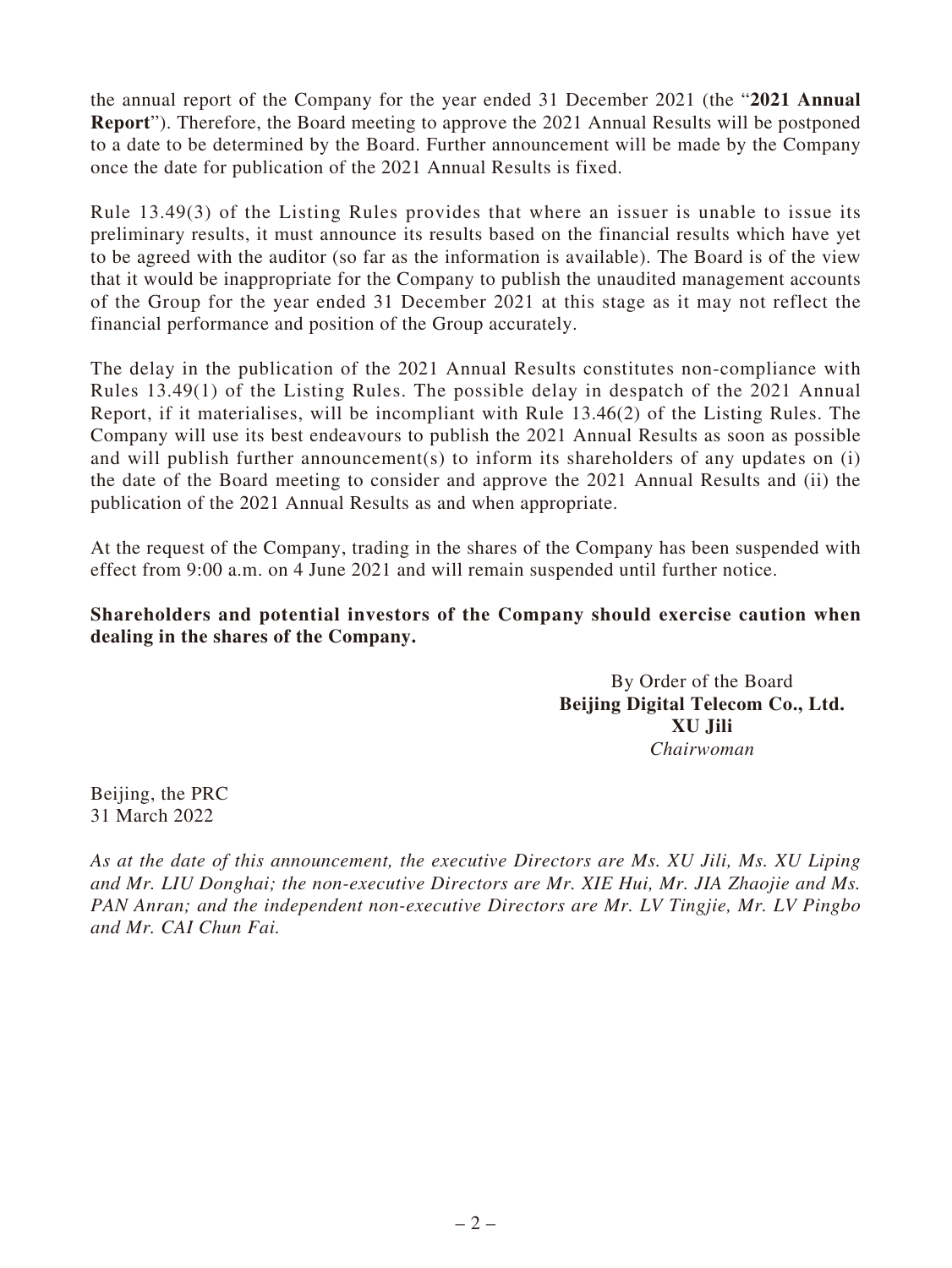the annual report of the Company for the year ended 31 December 2021 (the "**2021 Annual Report**"). Therefore, the Board meeting to approve the 2021 Annual Results will be postponed to a date to be determined by the Board. Further announcement will be made by the Company once the date for publication of the 2021 Annual Results is fixed.

Rule 13.49(3) of the Listing Rules provides that where an issuer is unable to issue its preliminary results, it must announce its results based on the financial results which have yet to be agreed with the auditor (so far as the information is available). The Board is of the view that it would be inappropriate for the Company to publish the unaudited management accounts of the Group for the year ended 31 December 2021 at this stage as it may not reflect the financial performance and position of the Group accurately.

The delay in the publication of the 2021 Annual Results constitutes non-compliance with Rules 13.49(1) of the Listing Rules. The possible delay in despatch of the 2021 Annual Report, if it materialises, will be incompliant with Rule 13.46(2) of the Listing Rules. The Company will use its best endeavours to publish the 2021 Annual Results as soon as possible and will publish further announcement(s) to inform its shareholders of any updates on (i) the date of the Board meeting to consider and approve the 2021 Annual Results and (ii) the publication of the 2021 Annual Results as and when appropriate.

At the request of the Company, trading in the shares of the Company has been suspended with effect from 9:00 a.m. on 4 June 2021 and will remain suspended until further notice.

**Shareholders and potential investors of the Company should exercise caution when dealing in the shares of the Company.**

By Order of the Board
**Beijing Digital Telecom Co., Ltd.**
**XU Jili**
*Chairwoman*

Beijing, the PRC
31 March 2022

*As at the date of this announcement, the executive Directors are Ms. XU Jili, Ms. XU Liping and Mr. LIU Donghai; the non-executive Directors are Mr. XIE Hui, Mr. JIA Zhaojie and Ms. PAN Anran; and the independent non-executive Directors are Mr. LV Tingjie, Mr. LV Pingbo and Mr. CAI Chun Fai.*